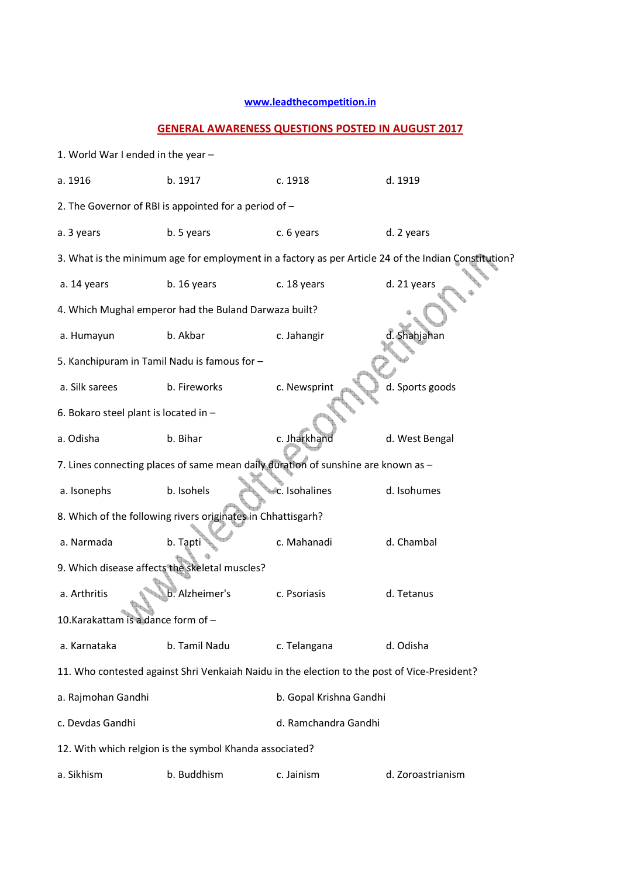www.leadthecompetition.in

## GENERAL AWARENESS QUESTIONS POSTED IN AUGUST 2017

1. World War I ended in the year –

a. 1916 b. 1917 c. 1918 d. 1919

2. The Governor of RBI is appointed for a period of –

a. 3 years b. 5 years c. 6 years d. 2 years

3. What is the minimum age for employment in a factory as per Article 24 of the Indian Constitution?

a. 14 years b. 16 years c. 18 years d. 21 years

4. Which Mughal emperor had the Buland Darwaza built?

a. Humayun b. Akbar c. Jahangir d. Shahjahan

5. Kanchipuram in Tamil Nadu is famous for –

a. Silk sarees b. Fireworks c. Newsprint d. Sports goods

6. Bokaro steel plant is located in –

a. Odisha b. Bihar c. Jharkhand d. West Bengal

7. Lines connecting places of same mean daily duration of sunshine are known as –

a. Isonephs b. Isohels c. Isohalines d. Isohumes

8. Which of the following rivers originates in Chhattisgarh?

a. Narmada b. Tapti c. Mahanadi d. Chambal

9. Which disease affects the skeletal muscles?

a. Arthritis b. Alzheimer's c. Psoriasis d. Tetanus

10.Karakattam is a dance form of –

a. Karnataka b. Tamil Nadu c. Telangana d. Odisha

11. Who contested against Shri Venkaiah Naidu in the election to the post of Vice-President?

a. Rajmohan Gandhi b. Gopal Krishna Gandhi

c. Devdas Gandhi d. Ramchandra Gandhi

12. With which relgion is the symbol Khanda associated?

a. Sikhism b. Buddhism c. Jainism d. Zoroastrianism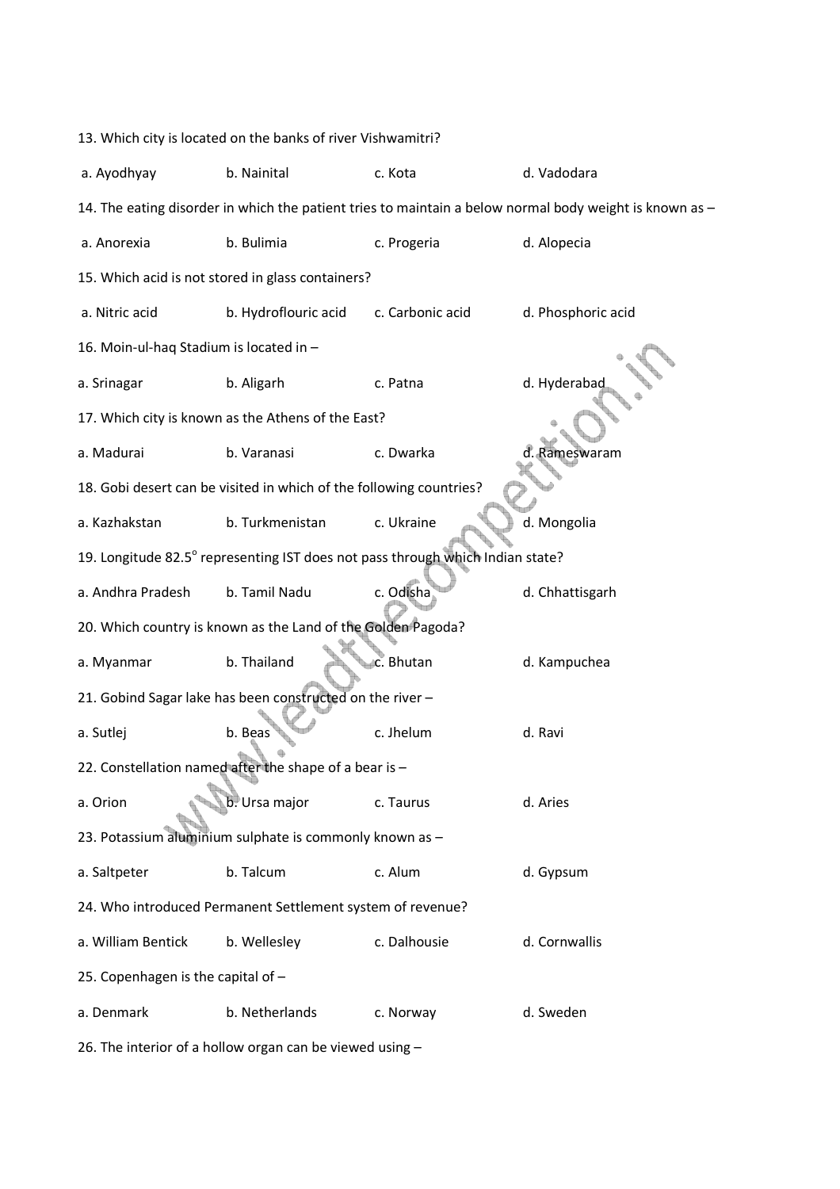13. Which city is located on the banks of river Vishwamitri?

a. Ayodhyay b. Nainital c. Kota d. Vadodara

14. The eating disorder in which the patient tries to maintain a below normal body weight is known as –

a. Anorexia b. Bulimia c. Progeria d. Alopecia

15. Which acid is not stored in glass containers?

a. Nitric acid b. Hydroflouric acid c. Carbonic acid d. Phosphoric acid

16. Moin-ul-haq Stadium is located in –

a. Srinagar b. Aligarh c. Patna d. Hyderabad

17. Which city is known as the Athens of the East?

a. Madurai b. Varanasi c. Dwarka d. Rameswaram

18. Gobi desert can be visited in which of the following countries?

a. Kazhakstan b. Turkmenistan c. Ukraine d. Mongolia

19. Longitude $82.5^{o}$ representing IST does not pass through which Indian state?

a. Andhra Pradesh b. Tamil Nadu c. Odisha d. Chhattisgarh

20. Which country is known as the Land of the Golden Pagoda?

a. Myanmar b. Thailand c. Bhutan d. Kampuchea

21. Gobind Sagar lake has been constructed on the river –

a. Sutlej b. Beas c. Jhelum d. Ravi

22. Constellation named after the shape of a bear is –

a. Orion b. Ursa major c. Taurus d. Aries

23. Potassium aluminium sulphate is commonly known as –

a. Saltpeter b. Talcum c. Alum d. Gypsum

24. Who introduced Permanent Settlement system of revenue?

a. William Bentick b. Wellesley c. Dalhousie d. Cornwallis

25. Copenhagen is the capital of –

a. Denmark b. Netherlands c. Norway d. Sweden

26. The interior of a hollow organ can be viewed using –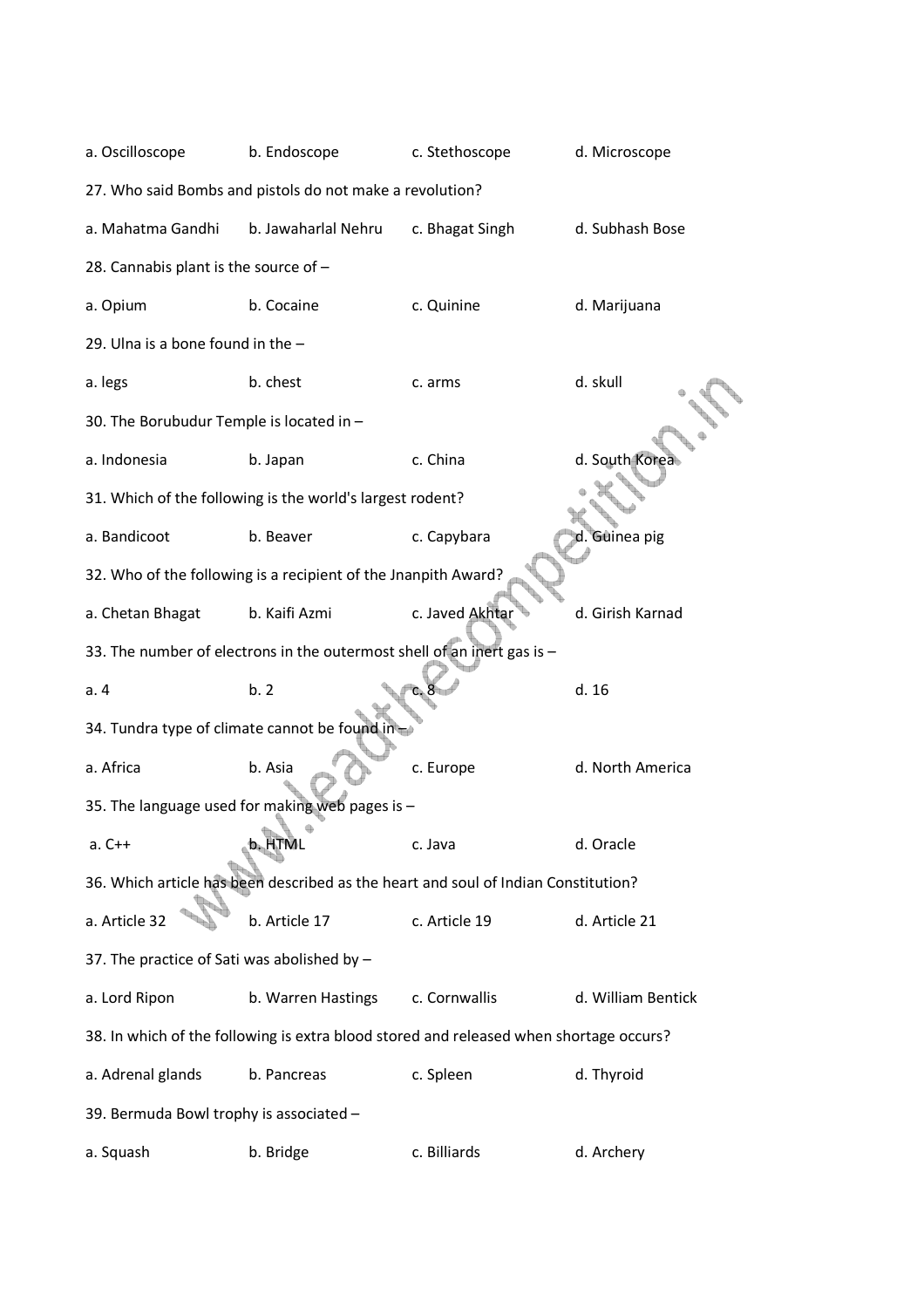a. Oscilloscope b. Endoscope c. Stethoscope d. Microscope

27. Who said Bombs and pistols do not make a revolution?

a. Mahatma Gandhi b. Jawaharlal Nehru c. Bhagat Singh d. Subhash Bose

28. Cannabis plant is the source of –

a. Opium b. Cocaine c. Quinine d. Marijuana

29. Ulna is a bone found in the –

a. legs b. chest c. arms d. skull

30. The Borubudur Temple is located in –

a. Indonesia b. Japan c. China d. South Korea

31. Which of the following is the world's largest rodent?

a. Bandicoot b. Beaver c. Capybara d. Guinea pig

32. Who of the following is a recipient of the Jnanpith Award?

a. Chetan Bhagat b. Kaifi Azmi c. Javed Akhtar d. Girish Karnad

33. The number of electrons in the outermost shell of an inert gas is –

a. 4 b. 2 c. 8 d. 16

34. Tundra type of climate cannot be found in –

a. Africa b. Asia c. Europe d. North America

35. The language used for making web pages is –

a. C++ b. HTML c. Java d. Oracle

36. Which article has been described as the heart and soul of Indian Constitution?

a. Article 32 b. Article 17 c. Article 19 d. Article 21

37. The practice of Sati was abolished by –

a. Lord Ripon b. Warren Hastings c. Cornwallis d. William Bentick

38. In which of the following is extra blood stored and released when shortage occurs?

a. Adrenal glands b. Pancreas c. Spleen d. Thyroid

39. Bermuda Bowl trophy is associated –

a. Squash b. Bridge c. Billiards d. Archery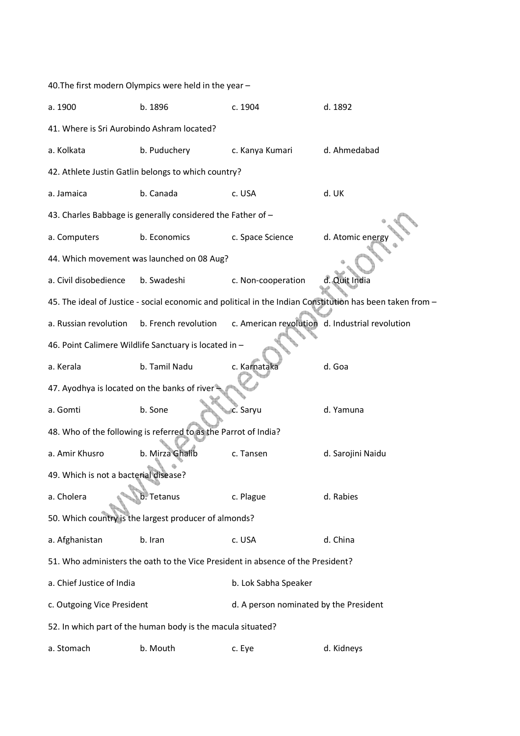40.The first modern Olympics were held in the year –

a. 1900 b. 1896 c. 1904 d. 1892

41. Where is Sri Aurobindo Ashram located?

a. Kolkata b. Puduchery c. Kanya Kumari d. Ahmedabad

42. Athlete Justin Gatlin belongs to which country?

a. Jamaica b. Canada c. USA d. UK

43. Charles Babbage is generally considered the Father of –

a. Computers b. Economics c. Space Science d. Atomic energy

44. Which movement was launched on 08 Aug?

a. Civil disobedience b. Swadeshi c. Non-cooperation d. Quit India

45. The ideal of Justice - social economic and political in the Indian Constitution has been taken from –

a. Russian revolution b. French revolution c. American revolution d. Industrial revolution

46. Point Calimere Wildlife Sanctuary is located in –

a. Kerala b. Tamil Nadu c. Karnataka d. Goa

47. Ayodhya is located on the banks of river –

a. Gomti b. Sone c. Saryu d. Yamuna

48. Who of the following is referred to as the Parrot of India?

a. Amir Khusro b. Mirza Ghalib c. Tansen d. Sarojini Naidu

49. Which is not a bacterial disease?

a. Cholera b. Tetanus c. Plague d. Rabies

50. Which country is the largest producer of almonds?

a. Afghanistan b. Iran c. USA d. China

51. Who administers the oath to the Vice President in absence of the President?

a. Chief Justice of India b. Lok Sabha Speaker

c. Outgoing Vice President d. A person nominated by the President

52. In which part of the human body is the macula situated?

a. Stomach b. Mouth c. Eye d. Kidneys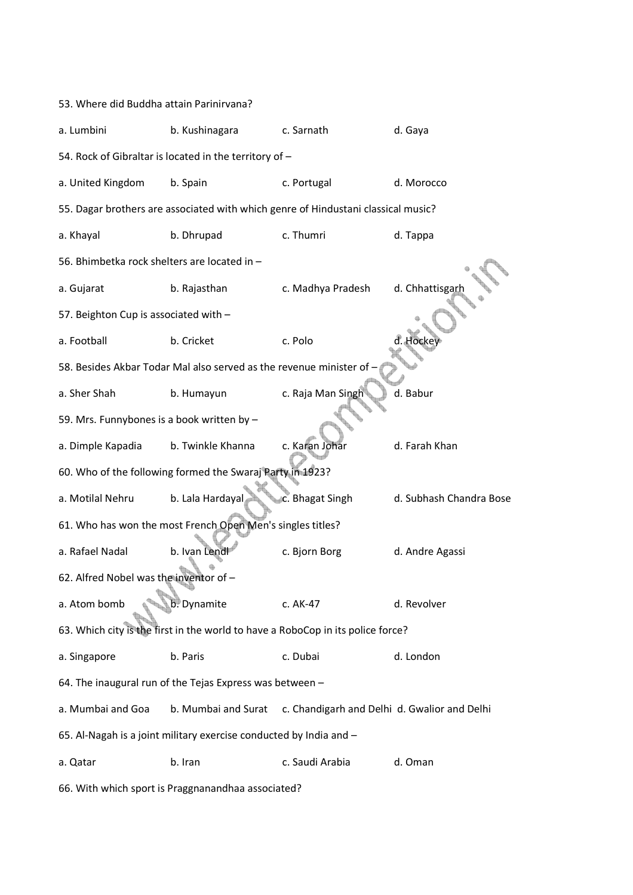53. Where did Buddha attain Parinirvana?

a. Lumbini b. Kushinagara c. Sarnath d. Gaya

54. Rock of Gibraltar is located in the territory of –

a. United Kingdom b. Spain c. Portugal d. Morocco

55. Dagar brothers are associated with which genre of Hindustani classical music?

a. Khayal b. Dhrupad c. Thumri d. Tappa

56. Bhimbetka rock shelters are located in –

a. Gujarat b. Rajasthan c. Madhya Pradesh d. Chhattisgarh

57. Beighton Cup is associated with –

a. Football b. Cricket c. Polo d. Hockey

58. Besides Akbar Todar Mal also served as the revenue minister of –

a. Sher Shah b. Humayun c. Raja Man Singh d. Babur

59. Mrs. Funnybones is a book written by –

a. Dimple Kapadia b. Twinkle Khanna c. Karan Johar d. Farah Khan

60. Who of the following formed the Swaraj Party in 1923?

a. Motilal Nehru b. Lala Hardayal c. Bhagat Singh d. Subhash Chandra Bose

61. Who has won the most French Open Men's singles titles?

a. Rafael Nadal b. Ivan Lendl c. Bjorn Borg d. Andre Agassi

62. Alfred Nobel was the inventor of –

a. Atom bomb b. Dynamite c. AK-47 d. Revolver

63. Which city is the first in the world to have a RoboCop in its police force?

a. Singapore b. Paris c. Dubai d. London

64. The inaugural run of the Tejas Express was between –

a. Mumbai and Goa b. Mumbai and Surat c. Chandigarh and Delhi d. Gwalior and Delhi

65. Al-Nagah is a joint military exercise conducted by India and –

a. Qatar b. Iran c. Saudi Arabia d. Oman

66. With which sport is Praggnanandhaa associated?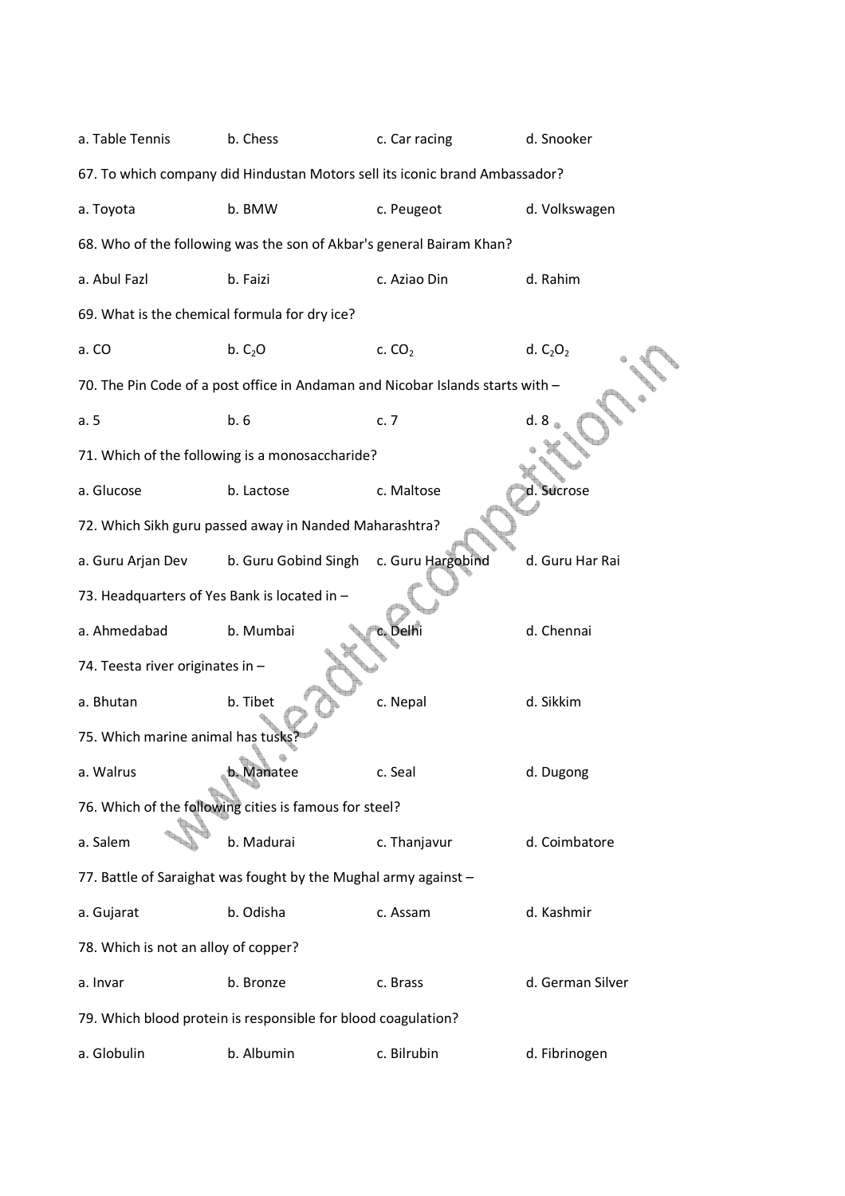a. Table Tennis b. Chess c. Car racing d. Snooker

67. To which company did Hindustan Motors sell its iconic brand Ambassador?

a. Toyota b. BMW c. Peugeot d. Volkswagen

68. Who of the following was the son of Akbar's general Bairam Khan?

a. Abul Fazl b. Faizi c. Aziao Din d. Rahim

69. What is the chemical formula for dry ice?

a. CO b. $C_2O$ c. $CO_2$ d. $C_2O_2$

70. The Pin Code of a post office in Andaman and Nicobar Islands starts with –

a. 5 b. 6 c. 7 d. 8

71. Which of the following is a monosaccharide?

a. Glucose b. Lactose c. Maltose d. Sucrose

72. Which Sikh guru passed away in Nanded Maharashtra?

a. Guru Arjan Dev b. Guru Gobind Singh c. Guru Hargobind d. Guru Har Rai

73. Headquarters of Yes Bank is located in –

a. Ahmedabad b. Mumbai c. Delhi d. Chennai

74. Teesta river originates in –

a. Bhutan b. Tibet c. Nepal d. Sikkim

75. Which marine animal has tusks?

a. Walrus b. Manatee c. Seal d. Dugong

76. Which of the following cities is famous for steel?

a. Salem b. Madurai c. Thanjavur d. Coimbatore

77. Battle of Saraighat was fought by the Mughal army against –

a. Gujarat b. Odisha c. Assam d. Kashmir

78. Which is not an alloy of copper?

a. Invar b. Bronze c. Brass d. German Silver

79. Which blood protein is responsible for blood coagulation?

a. Globulin b. Albumin c. Bilrubin d. Fibrinogen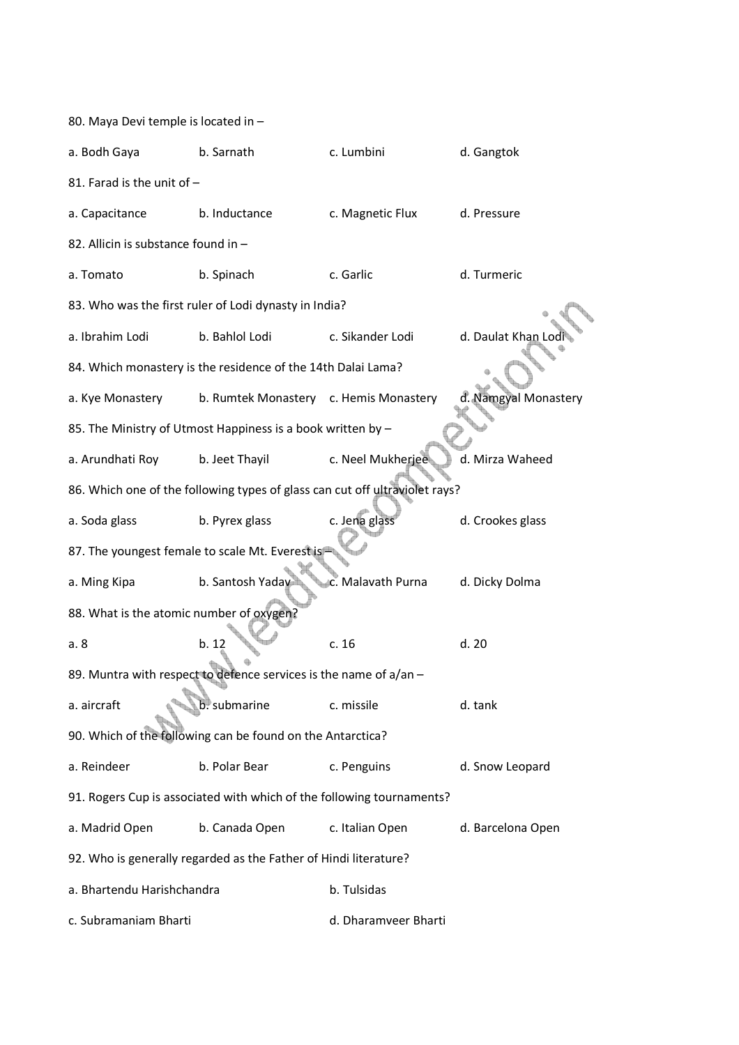80. Maya Devi temple is located in –

a. Bodh Gaya b. Sarnath c. Lumbini d. Gangtok

81. Farad is the unit of –

a. Capacitance b. Inductance c. Magnetic Flux d. Pressure

82. Allicin is substance found in –

a. Tomato b. Spinach c. Garlic d. Turmeric

83. Who was the first ruler of Lodi dynasty in India?

a. Ibrahim Lodi b. Bahlol Lodi c. Sikander Lodi d. Daulat Khan Lodi

84. Which monastery is the residence of the 14th Dalai Lama?

a. Kye Monastery b. Rumtek Monastery c. Hemis Monastery d. Namgyal Monastery

85. The Ministry of Utmost Happiness is a book written by –

a. Arundhati Roy b. Jeet Thayil c. Neel Mukherjee d. Mirza Waheed

86. Which one of the following types of glass can cut off ultraviolet rays?

a. Soda glass b. Pyrex glass c. Jena glass d. Crookes glass

87. The youngest female to scale Mt. Everest is –

a. Ming Kipa b. Santosh Yadav c. Malavath Purna d. Dicky Dolma

88. What is the atomic number of oxygen?

a. 8 b. 12 c. 16 d. 20

89. Muntra with respect to defence services is the name of a/an –

a. aircraft b. submarine c. missile d. tank

90. Which of the following can be found on the Antarctica?

a. Reindeer b. Polar Bear c. Penguins d. Snow Leopard

91. Rogers Cup is associated with which of the following tournaments?

a. Madrid Open b. Canada Open c. Italian Open d. Barcelona Open

92. Who is generally regarded as the Father of Hindi literature?

a. Bhartendu Harishchandra b. Tulsidas

c. Subramaniam Bharti d. Dharamveer Bharti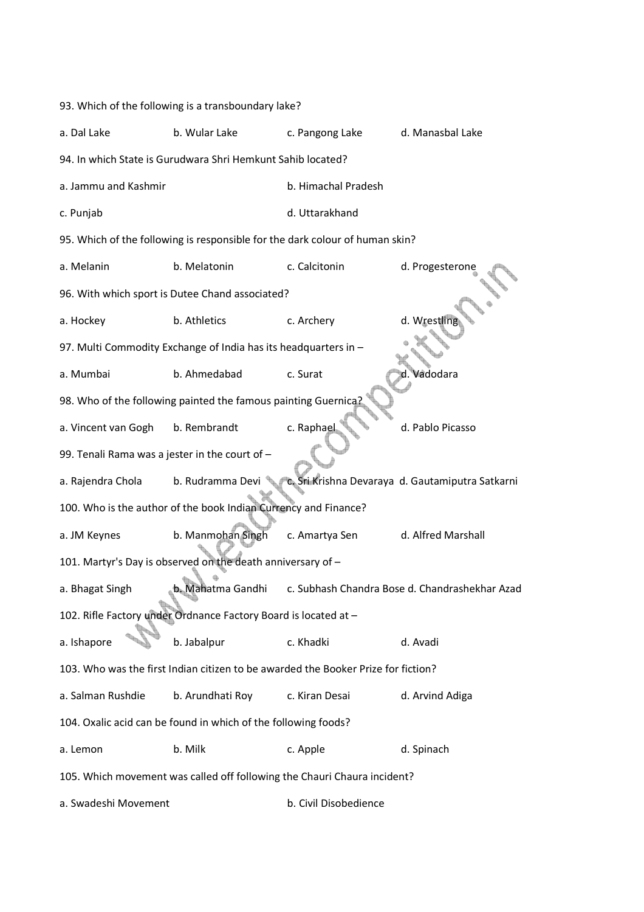93. Which of the following is a transboundary lake?

a. Dal Lake b. Wular Lake c. Pangong Lake d. Manasbal Lake

94. In which State is Gurudwara Shri Hemkunt Sahib located?

a. Jammu and Kashmir b. Himachal Pradesh

c. Punjab d. Uttarakhand

95. Which of the following is responsible for the dark colour of human skin?

a. Melanin b. Melatonin c. Calcitonin d. Progesterone

96. With which sport is Dutee Chand associated?

a. Hockey b. Athletics c. Archery d. Wrestling

97. Multi Commodity Exchange of India has its headquarters in –

a. Mumbai b. Ahmedabad c. Surat d. Vadodara

98. Who of the following painted the famous painting Guernica?

a. Vincent van Gogh b. Rembrandt c. Raphael d. Pablo Picasso

99. Tenali Rama was a jester in the court of –

a. Rajendra Chola b. Rudramma Devi c. Sri Krishna Devaraya d. Gautamiputra Satkarni

100. Who is the author of the book Indian Currency and Finance?

a. JM Keynes b. Manmohan Singh c. Amartya Sen d. Alfred Marshall

101. Martyr's Day is observed on the death anniversary of –

a. Bhagat Singh b. Mahatma Gandhi c. Subhash Chandra Bose d. Chandrashekhar Azad

102. Rifle Factory under Ordnance Factory Board is located at –

a. Ishapore b. Jabalpur c. Khadki d. Avadi

103. Who was the first Indian citizen to be awarded the Booker Prize for fiction?

a. Salman Rushdie b. Arundhati Roy c. Kiran Desai d. Arvind Adiga

104. Oxalic acid can be found in which of the following foods?

a. Lemon b. Milk c. Apple d. Spinach

105. Which movement was called off following the Chauri Chaura incident?

a. Swadeshi Movement b. Civil Disobedience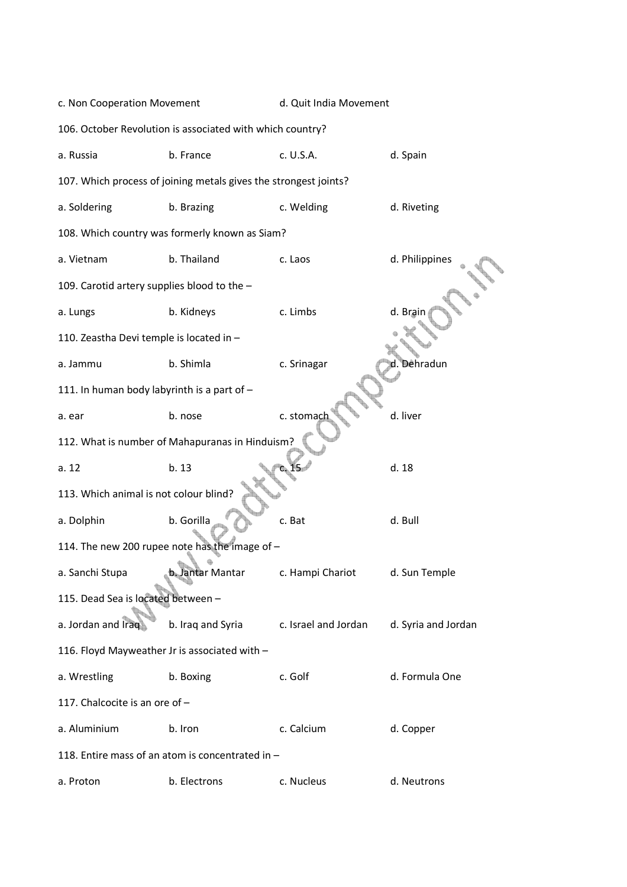c. Non Cooperation Movement d. Quit India Movement

106. October Revolution is associated with which country?

a. Russia b. France c. U.S.A. d. Spain

107. Which process of joining metals gives the strongest joints?

a. Soldering b. Brazing c. Welding d. Riveting

108. Which country was formerly known as Siam?

a. Vietnam b. Thailand c. Laos d. Philippines

109. Carotid artery supplies blood to the –

a. Lungs b. Kidneys c. Limbs d. Brain

110. Zeastha Devi temple is located in –

a. Jammu b. Shimla c. Srinagar d. Dehradun

111. In human body labyrinth is a part of –

a. ear b. nose c. stomach d. liver

112. What is number of Mahapuranas in Hinduism?

a. 12 b. 13 c. 15 d. 18

113. Which animal is not colour blind?

a. Dolphin b. Gorilla c. Bat d. Bull

114. The new 200 rupee note has the image of –

a. Sanchi Stupa b. Jantar Mantar c. Hampi Chariot d. Sun Temple

115. Dead Sea is located between –

a. Jordan and Iraq b. Iraq and Syria c. Israel and Jordan d. Syria and Jordan

116. Floyd Mayweather Jr is associated with –

a. Wrestling b. Boxing c. Golf d. Formula One

117. Chalcocite is an ore of –

a. Aluminium b. Iron c. Calcium d. Copper

118. Entire mass of an atom is concentrated in –

a. Proton b. Electrons c. Nucleus d. Neutrons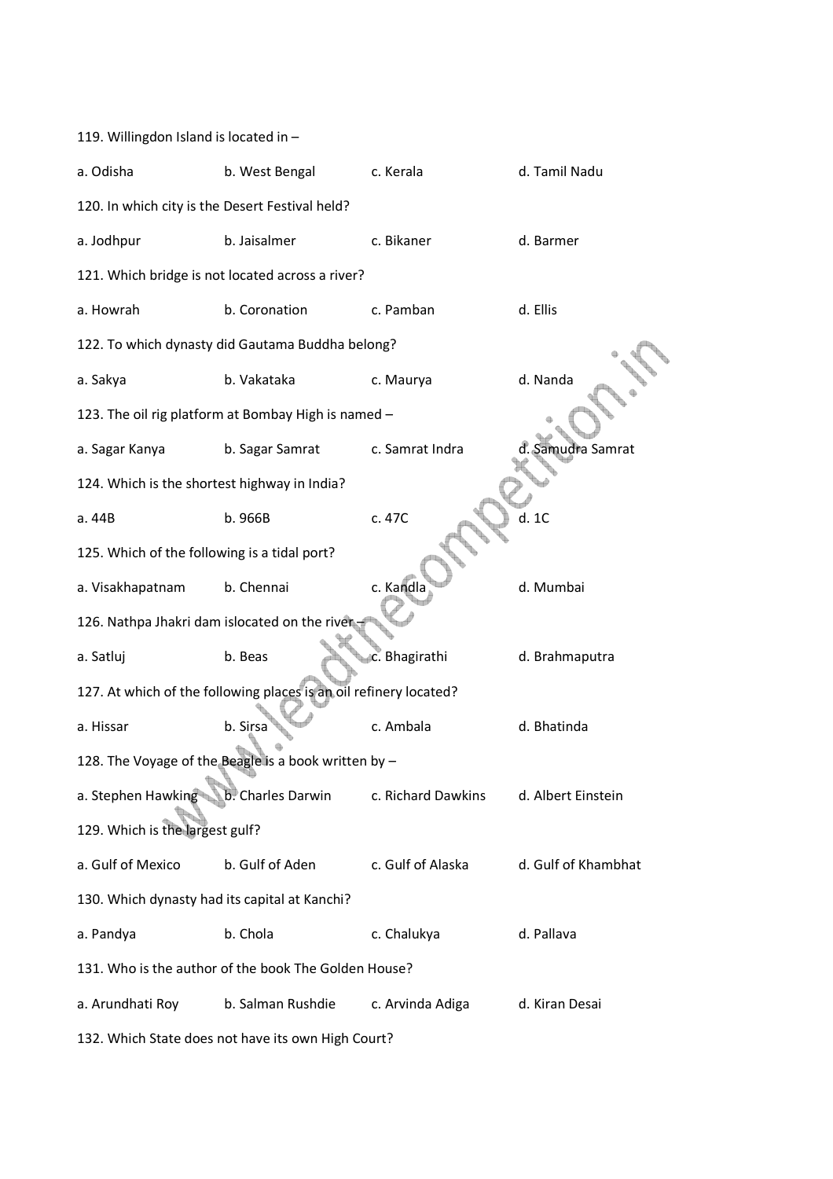119. Willingdon Island is located in –

a. Odisha b. West Bengal c. Kerala d. Tamil Nadu

120. In which city is the Desert Festival held?

a. Jodhpur b. Jaisalmer c. Bikaner d. Barmer

121. Which bridge is not located across a river?

a. Howrah b. Coronation c. Pamban d. Ellis

122. To which dynasty did Gautama Buddha belong?

a. Sakya b. Vakataka c. Maurya d. Nanda

123. The oil rig platform at Bombay High is named –

a. Sagar Kanya b. Sagar Samrat c. Samrat Indra d. Samudra Samrat

124. Which is the shortest highway in India?

a. 44B b. 966B c. 47C d. 1C

125. Which of the following is a tidal port?

a. Visakhapatnam b. Chennai c. Kandla d. Mumbai

126. Nathpa Jhakri dam islocated on the river –

a. Satluj b. Beas c. Bhagirathi d. Brahmaputra

127. At which of the following places is an oil refinery located?

a. Hissar b. Sirsa c. Ambala d. Bhatinda

128. The Voyage of the Beagle is a book written by –

a. Stephen Hawking b. Charles Darwin c. Richard Dawkins d. Albert Einstein

129. Which is the largest gulf?

a. Gulf of Mexico b. Gulf of Aden c. Gulf of Alaska d. Gulf of Khambhat

130. Which dynasty had its capital at Kanchi?

a. Pandya b. Chola c. Chalukya d. Pallava

131. Who is the author of the book The Golden House?

a. Arundhati Roy b. Salman Rushdie c. Arvinda Adiga d. Kiran Desai

132. Which State does not have its own High Court?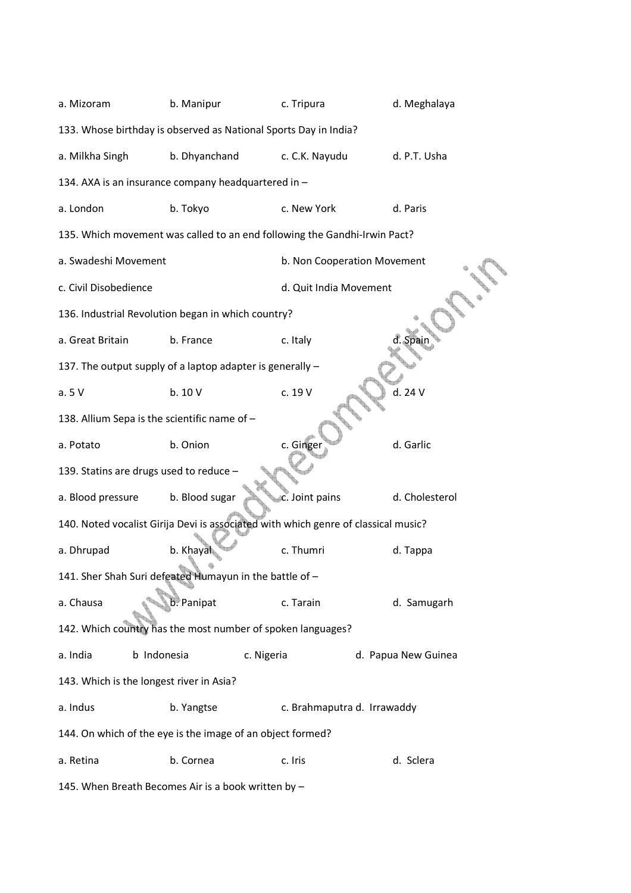a. Mizoram b. Manipur c. Tripura d. Meghalaya

133. Whose birthday is observed as National Sports Day in India?

a. Milkha Singh b. Dhyanchand c. C.K. Nayudu d. P.T. Usha

134. AXA is an insurance company headquartered in –

a. London b. Tokyo c. New York d. Paris

135. Which movement was called to an end following the Gandhi-Irwin Pact?

a. Swadeshi Movement b. Non Cooperation Movement

c. Civil Disobedience d. Quit India Movement

136. Industrial Revolution began in which country?

a. Great Britain b. France c. Italy d. Spain

137. The output supply of a laptop adapter is generally –

a. 5 V b. 10 V c. 19 V d. 24 V

138. Allium Sepa is the scientific name of –

a. Potato b. Onion c. Ginger d. Garlic

139. Statins are drugs used to reduce –

a. Blood pressure b. Blood sugar c. Joint pains d. Cholesterol

140. Noted vocalist Girija Devi is associated with which genre of classical music?

a. Dhrupad b. Khayal c. Thumri d. Tappa

141. Sher Shah Suri defeated Humayun in the battle of –

a. Chausa b. Panipat c. Tarain d. Samugarh

142. Which country has the most number of spoken languages?

a. India b Indonesia c. Nigeria d. Papua New Guinea

143. Which is the longest river in Asia?

a. Indus b. Yangtse c. Brahmaputra d. Irrawaddy

144. On which of the eye is the image of an object formed?

a. Retina b. Cornea c. Iris d. Sclera

145. When Breath Becomes Air is a book written by –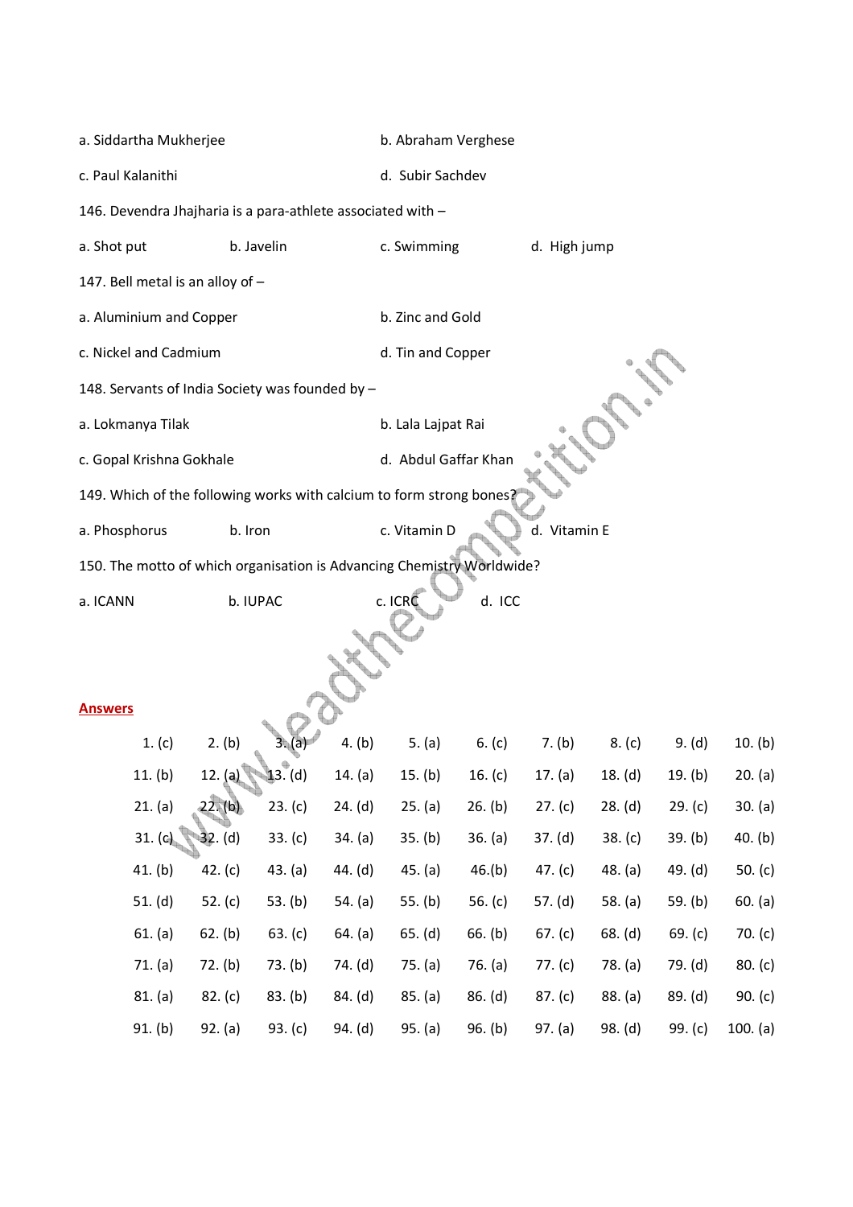a. Siddartha Mukherjee b. Abraham Verghese

c. Paul Kalanithi d. Subir Sachdev

146. Devendra Jhajharia is a para-athlete associated with –

a. Shot put b. Javelin c. Swimming d. High jump

147. Bell metal is an alloy of –

a. Aluminium and Copper b. Zinc and Gold

c. Nickel and Cadmium d. Tin and Copper

148. Servants of India Society was founded by –

a. Lokmanya Tilak b. Lala Lajpat Rai

c. Gopal Krishna Gokhale d. Abdul Gaffar Khan

149. Which of the following works with calcium to form strong bones?

a. Phosphorus b. Iron c. Vitamin D d. Vitamin E

150. The motto of which organisation is Advancing Chemistry Worldwide?

a. ICANN b. IUPAC c. ICRC d. ICC

## Answers

| | | | | | | | | | |
|---|---|---|---|---|---|---|---|---|---|
| 1. (c) | 2. (b) | 3. (a) | 4. (b) | 5. (a) | 6. (c) | 7. (b) | 8. (c) | 9. (d) | 10. (b) |
| 11. (b) | 12. (a) | 13. (d) | 14. (a) | 15. (b) | 16. (c) | 17. (a) | 18. (d) | 19. (b) | 20. (a) |
| 21. (a) | 22. (b) | 23. (c) | 24. (d) | 25. (a) | 26. (b) | 27. (c) | 28. (d) | 29. (c) | 30. (a) |
| 31. (c) | 32. (d) | 33. (c) | 34. (a) | 35. (b) | 36. (a) | 37. (d) | 38. (c) | 39. (b) | 40. (b) |
| 41. (b) | 42. (c) | 43. (a) | 44. (d) | 45. (a) | 46.(b) | 47. (c) | 48. (a) | 49. (d) | 50. (c) |
| 51. (d) | 52. (c) | 53. (b) | 54. (a) | 55. (b) | 56. (c) | 57. (d) | 58. (a) | 59. (b) | 60. (a) |
| 61. (a) | 62. (b) | 63. (c) | 64. (a) | 65. (d) | 66. (b) | 67. (c) | 68. (d) | 69. (c) | 70. (c) |
| 71. (a) | 72. (b) | 73. (b) | 74. (d) | 75. (a) | 76. (a) | 77. (c) | 78. (a) | 79. (d) | 80. (c) |
| 81. (a) | 82. (c) | 83. (b) | 84. (d) | 85. (a) | 86. (d) | 87. (c) | 88. (a) | 89. (d) | 90. (c) |
| 91. (b) | 92. (a) | 93. (c) | 94. (d) | 95. (a) | 96. (b) | 97. (a) | 98. (d) | 99. (c) | 100. (a) |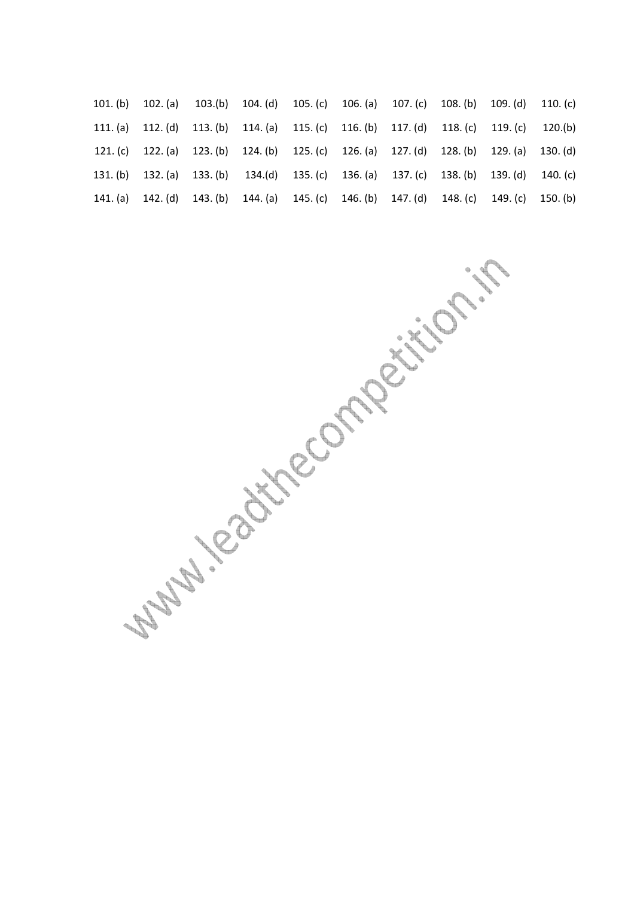| | | | | | | | | | |
|---|---|---|---|---|---|---|---|---|---|
| 101. (b) | 102. (a) | 103.(b) | 104. (d) | 105. (c) | 106. (a) | 107. (c) | 108. (b) | 109. (d) | 110. (c) |
| 111. (a) | 112. (d) | 113. (b) | 114. (a) | 115. (c) | 116. (b) | 117. (d) | 118. (c) | 119. (c) | 120.(b) |
| 121. (c) | 122. (a) | 123. (b) | 124. (b) | 125. (c) | 126. (a) | 127. (d) | 128. (b) | 129. (a) | 130. (d) |
| 131. (b) | 132. (a) | 133. (b) | 134.(d) | 135. (c) | 136. (a) | 137. (c) | 138. (b) | 139. (d) | 140. (c) |
| 141. (a) | 142. (d) | 143. (b) | 144. (a) | 145. (c) | 146. (b) | 147. (d) | 148. (c) | 149. (c) | 150. (b) |